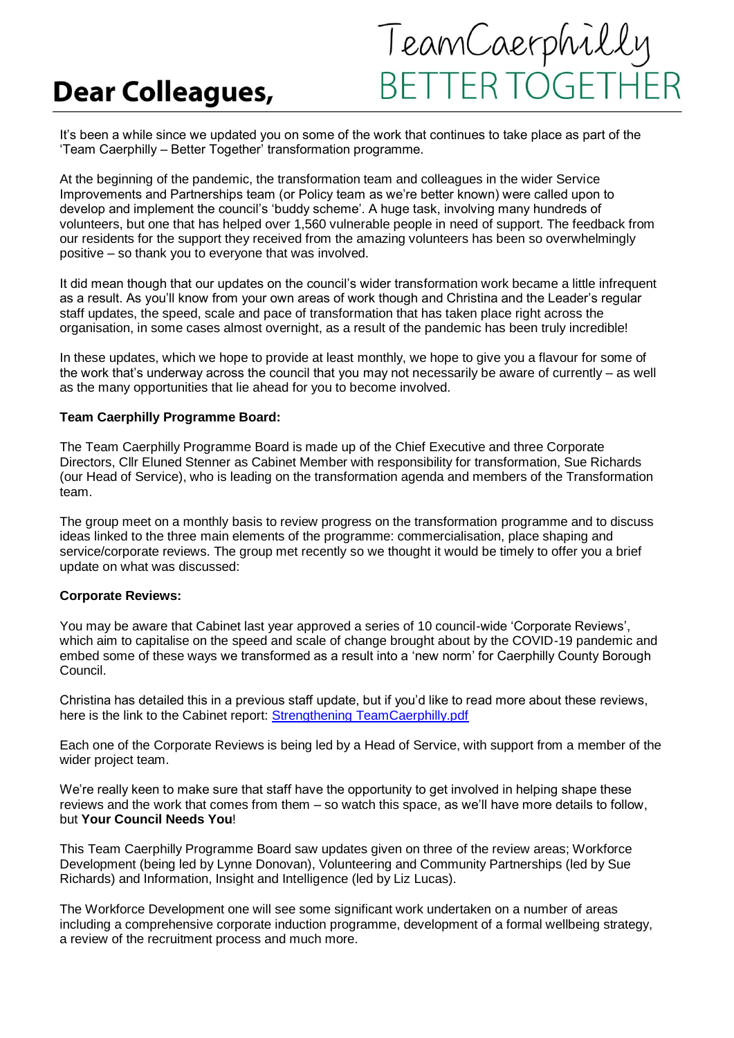# Dear Colleagues,

TeamCaerphilly
BETTER TOGETHER

It's been a while since we updated you on some of the work that continues to take place as part of the 'Team Caerphilly – Better Together' transformation programme.

At the beginning of the pandemic, the transformation team and colleagues in the wider Service Improvements and Partnerships team (or Policy team as we're better known) were called upon to develop and implement the council's 'buddy scheme'. A huge task, involving many hundreds of volunteers, but one that has helped over 1,560 vulnerable people in need of support. The feedback from our residents for the support they received from the amazing volunteers has been so overwhelmingly positive – so thank you to everyone that was involved.

It did mean though that our updates on the council's wider transformation work became a little infrequent as a result. As you'll know from your own areas of work though and Christina and the Leader's regular staff updates, the speed, scale and pace of transformation that has taken place right across the organisation, in some cases almost overnight, as a result of the pandemic has been truly incredible!

In these updates, which we hope to provide at least monthly, we hope to give you a flavour for some of the work that's underway across the council that you may not necessarily be aware of currently – as well as the many opportunities that lie ahead for you to become involved.

**Team Caerphilly Programme Board:**

The Team Caerphilly Programme Board is made up of the Chief Executive and three Corporate Directors, Cllr Eluned Stenner as Cabinet Member with responsibility for transformation, Sue Richards (our Head of Service), who is leading on the transformation agenda and members of the Transformation team.

The group meet on a monthly basis to review progress on the transformation programme and to discuss ideas linked to the three main elements of the programme: commercialisation, place shaping and service/corporate reviews. The group met recently so we thought it would be timely to offer you a brief update on what was discussed:

**Corporate Reviews:**

You may be aware that Cabinet last year approved a series of 10 council-wide 'Corporate Reviews', which aim to capitalise on the speed and scale of change brought about by the COVID-19 pandemic and embed some of these ways we transformed as a result into a 'new norm' for Caerphilly County Borough Council.

Christina has detailed this in a previous staff update, but if you'd like to read more about these reviews, here is the link to the Cabinet report: Strengthening TeamCaerphilly.pdf

Each one of the Corporate Reviews is being led by a Head of Service, with support from a member of the wider project team.

We're really keen to make sure that staff have the opportunity to get involved in helping shape these reviews and the work that comes from them – so watch this space, as we'll have more details to follow, but **Your Council Needs You**!

This Team Caerphilly Programme Board saw updates given on three of the review areas; Workforce Development (being led by Lynne Donovan), Volunteering and Community Partnerships (led by Sue Richards) and Information, Insight and Intelligence (led by Liz Lucas).

The Workforce Development one will see some significant work undertaken on a number of areas including a comprehensive corporate induction programme, development of a formal wellbeing strategy, a review of the recruitment process and much more.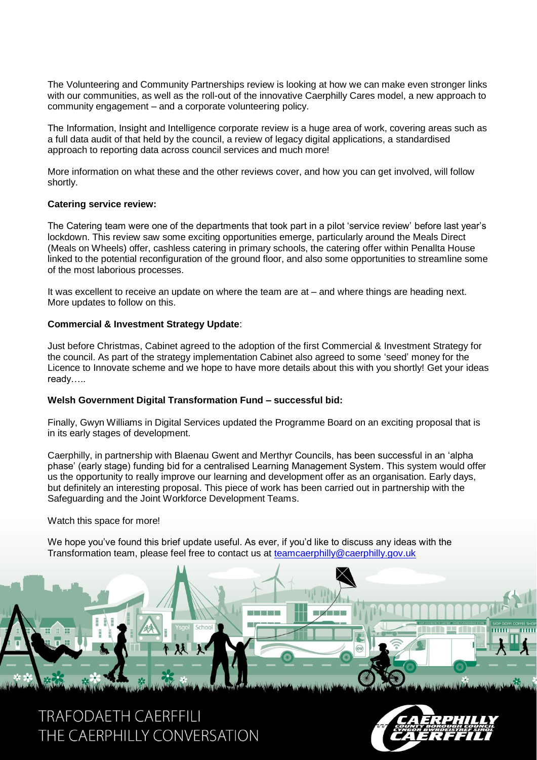The Volunteering and Community Partnerships review is looking at how we can make even stronger links with our communities, as well as the roll-out of the innovative Caerphilly Cares model, a new approach to community engagement – and a corporate volunteering policy.

The Information, Insight and Intelligence corporate review is a huge area of work, covering areas such as a full data audit of that held by the council, a review of legacy digital applications, a standardised approach to reporting data across council services and much more!

More information on what these and the other reviews cover, and how you can get involved, will follow shortly.

**Catering service review:**

The Catering team were one of the departments that took part in a pilot 'service review' before last year's lockdown. This review saw some exciting opportunities emerge, particularly around the Meals Direct (Meals on Wheels) offer, cashless catering in primary schools, the catering offer within Penallta House linked to the potential reconfiguration of the ground floor, and also some opportunities to streamline some of the most laborious processes.

It was excellent to receive an update on where the team are at – and where things are heading next. More updates to follow on this.

**Commercial & Investment Strategy Update**:

Just before Christmas, Cabinet agreed to the adoption of the first Commercial & Investment Strategy for the council. As part of the strategy implementation Cabinet also agreed to some 'seed' money for the Licence to Innovate scheme and we hope to have more details about this with you shortly! Get your ideas ready…..

**Welsh Government Digital Transformation Fund – successful bid:**

Finally, Gwyn Williams in Digital Services updated the Programme Board on an exciting proposal that is in its early stages of development.

Caerphilly, in partnership with Blaenau Gwent and Merthyr Councils, has been successful in an 'alpha phase' (early stage) funding bid for a centralised Learning Management System. This system would offer us the opportunity to really improve our learning and development offer as an organisation. Early days, but definitely an interesting proposal. This piece of work has been carried out in partnership with the Safeguarding and the Joint Workforce Development Teams.

Watch this space for more!

We hope you've found this brief update useful. As ever, if you'd like to discuss any ideas with the Transformation team, please feel free to contact us at teamcaerphilly@caerphilly.gov.uk

TRAFODAETH CAERFFILI
THE CAERPHILLY CONVERSATION